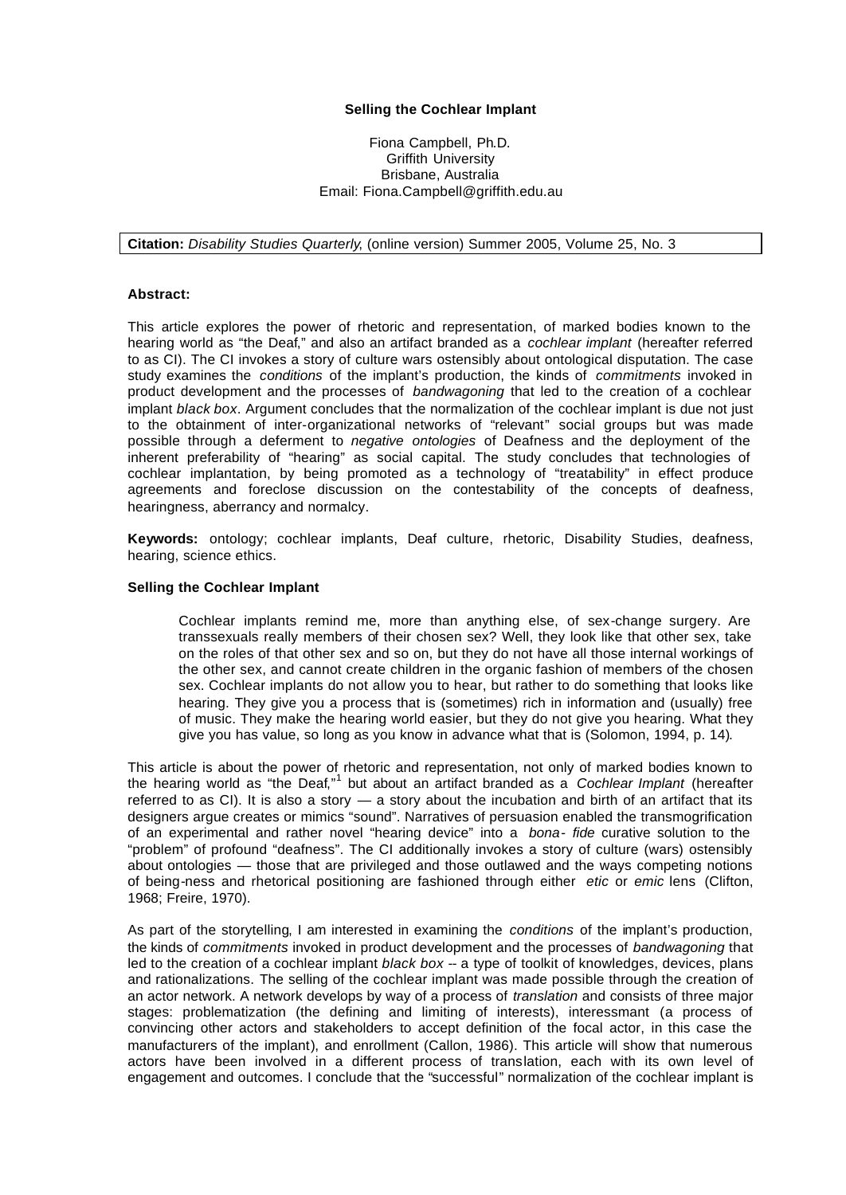**Selling the Cochlear Implant**

Fiona Campbell, Ph.D.
Griffith University
Brisbane, Australia
Email: Fiona.Campbell@griffith.edu.au

**Citation:** *Disability Studies Quarterly*, (online version) Summer 2005, Volume 25, No. 3

**Abstract:**

This article explores the power of rhetoric and representation, of marked bodies known to the hearing world as "the Deaf," and also an artifact branded as a *cochlear implant* (hereafter referred to as CI). The CI invokes a story of culture wars ostensibly about ontological disputation. The case study examines the *conditions* of the implant's production, the kinds of *commitments* invoked in product development and the processes of *bandwagoning* that led to the creation of a cochlear implant *black box*. Argument concludes that the normalization of the cochlear implant is due not just to the obtainment of inter-organizational networks of "relevant" social groups but was made possible through a deferment to *negative ontologies* of Deafness and the deployment of the inherent preferability of "hearing" as social capital. The study concludes that technologies of cochlear implantation, by being promoted as a technology of "treatability" in effect produce agreements and foreclose discussion on the contestability of the concepts of deafness, hearingness, aberrancy and normalcy.

**Keywords:** ontology; cochlear implants, Deaf culture, rhetoric, Disability Studies, deafness, hearing, science ethics.

**Selling the Cochlear Implant**

> Cochlear implants remind me, more than anything else, of sex-change surgery. Are transsexuals really members of their chosen sex? Well, they look like that other sex, take on the roles of that other sex and so on, but they do not have all those internal workings of the other sex, and cannot create children in the organic fashion of members of the chosen sex. Cochlear implants do not allow you to hear, but rather to do something that looks like hearing. They give you a process that is (sometimes) rich in information and (usually) free of music. They make the hearing world easier, but they do not give you hearing. What they give you has value, so long as you know in advance what that is (Solomon, 1994, p. 14).

This article is about the power of rhetoric and representation, not only of marked bodies known to the hearing world as "the Deaf,"[1] but about an artifact branded as a *Cochlear Implant* (hereafter referred to as CI). It is also a story — a story about the incubation and birth of an artifact that its designers argue creates or mimics "sound". Narratives of persuasion enabled the transmogrification of an experimental and rather novel "hearing device" into a *bona- fide* curative solution to the "problem" of profound "deafness". The CI additionally invokes a story of culture (wars) ostensibly about ontologies — those that are privileged and those outlawed and the ways competing notions of being-ness and rhetorical positioning are fashioned through either *etic* or *emic* lens (Clifton, 1968; Freire, 1970).

As part of the storytelling, I am interested in examining the *conditions* of the implant's production, the kinds of *commitments* invoked in product development and the processes of *bandwagoning* that led to the creation of a cochlear implant *black box* -- a type of toolkit of knowledges, devices, plans and rationalizations. The selling of the cochlear implant was made possible through the creation of an actor network. A network develops by way of a process of *translation* and consists of three major stages: problematization (the defining and limiting of interests), interessmant (a process of convincing other actors and stakeholders to accept definition of the focal actor, in this case the manufacturers of the implant), and enrollment (Callon, 1986). This article will show that numerous actors have been involved in a different process of translation, each with its own level of engagement and outcomes. I conclude that the "successful" normalization of the cochlear implant is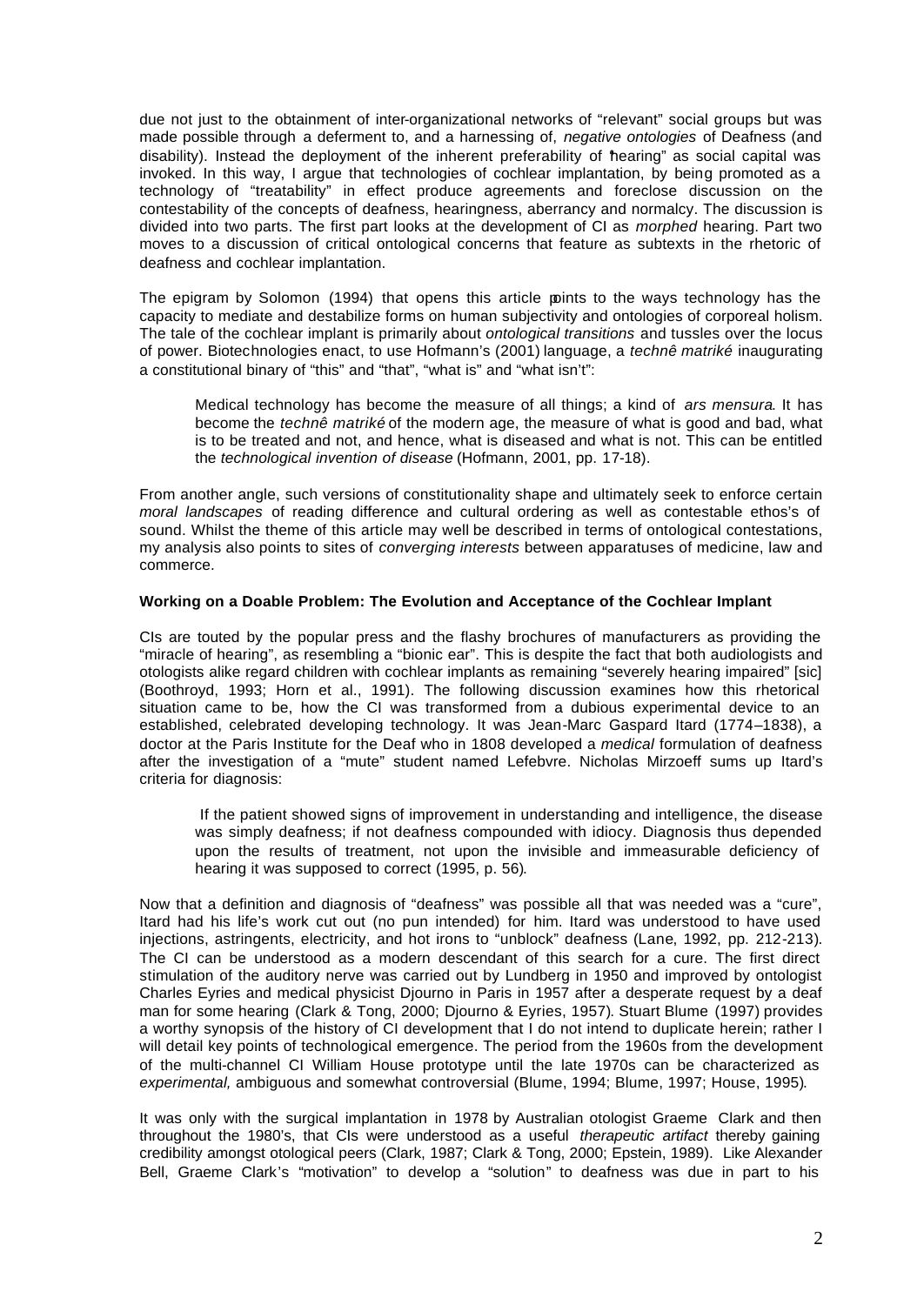due not just to the obtainment of inter-organizational networks of "relevant" social groups but was made possible through a deferment to, and a harnessing of, *negative ontologies* of Deafness (and disability). Instead the deployment of the inherent preferability of "hearing" as social capital was invoked. In this way, I argue that technologies of cochlear implantation, by being promoted as a technology of "treatability" in effect produce agreements and foreclose discussion on the contestability of the concepts of deafness, hearingness, aberrancy and normalcy. The discussion is divided into two parts. The first part looks at the development of CI as *morphed* hearing. Part two moves to a discussion of critical ontological concerns that feature as subtexts in the rhetoric of deafness and cochlear implantation.

The epigram by Solomon (1994) that opens this article points to the ways technology has the capacity to mediate and destabilize forms on human subjectivity and ontologies of corporeal holism. The tale of the cochlear implant is primarily about *ontological transitions* and tussles over the locus of power. Biotechnologies enact, to use Hofmann's (2001) language, a *technê matriké* inaugurating a constitutional binary of "this" and "that", "what is" and "what isn't":

> Medical technology has become the measure of all things; a kind of *ars mensura*. It has become the *technê matriké* of the modern age, the measure of what is good and bad, what is to be treated and not, and hence, what is diseased and what is not. This can be entitled the *technological invention of disease* (Hofmann, 2001, pp. 17-18).

From another angle, such versions of constitutionality shape and ultimately seek to enforce certain *moral landscapes* of reading difference and cultural ordering as well as contestable ethos's of sound. Whilst the theme of this article may well be described in terms of ontological contestations, my analysis also points to sites of *converging interests* between apparatuses of medicine, law and commerce.

**Working on a Doable Problem: The Evolution and Acceptance of the Cochlear Implant**

CIs are touted by the popular press and the flashy brochures of manufacturers as providing the "miracle of hearing", as resembling a "bionic ear". This is despite the fact that both audiologists and otologists alike regard children with cochlear implants as remaining "severely hearing impaired" [sic] (Boothroyd, 1993; Horn et al., 1991). The following discussion examines how this rhetorical situation came to be, how the CI was transformed from a dubious experimental device to an established, celebrated developing technology. It was Jean-Marc Gaspard Itard (1774–1838), a doctor at the Paris Institute for the Deaf who in 1808 developed a *medical* formulation of deafness after the investigation of a "mute" student named Lefebvre. Nicholas Mirzoeff sums up Itard's criteria for diagnosis:

> If the patient showed signs of improvement in understanding and intelligence, the disease was simply deafness; if not deafness compounded with idiocy. Diagnosis thus depended upon the results of treatment, not upon the invisible and immeasurable deficiency of hearing it was supposed to correct (1995, p. 56).

Now that a definition and diagnosis of "deafness" was possible all that was needed was a "cure", Itard had his life's work cut out (no pun intended) for him. Itard was understood to have used injections, astringents, electricity, and hot irons to "unblock" deafness (Lane, 1992, pp. 212-213). The CI can be understood as a modern descendant of this search for a cure. The first direct stimulation of the auditory nerve was carried out by Lundberg in 1950 and improved by ontologist Charles Eyries and medical physicist Djourno in Paris in 1957 after a desperate request by a deaf man for some hearing (Clark & Tong, 2000; Djourno & Eyries, 1957). Stuart Blume (1997) provides a worthy synopsis of the history of CI development that I do not intend to duplicate herein; rather I will detail key points of technological emergence. The period from the 1960s from the development of the multi-channel CI William House prototype until the late 1970s can be characterized as *experimental,* ambiguous and somewhat controversial (Blume, 1994; Blume, 1997; House, 1995).

It was only with the surgical implantation in 1978 by Australian otologist Graeme Clark and then throughout the 1980's, that CIs were understood as a useful *therapeutic artifact* thereby gaining credibility amongst otological peers (Clark, 1987; Clark & Tong, 2000; Epstein, 1989). Like Alexander Bell, Graeme Clark's "motivation" to develop a "solution" to deafness was due in part to his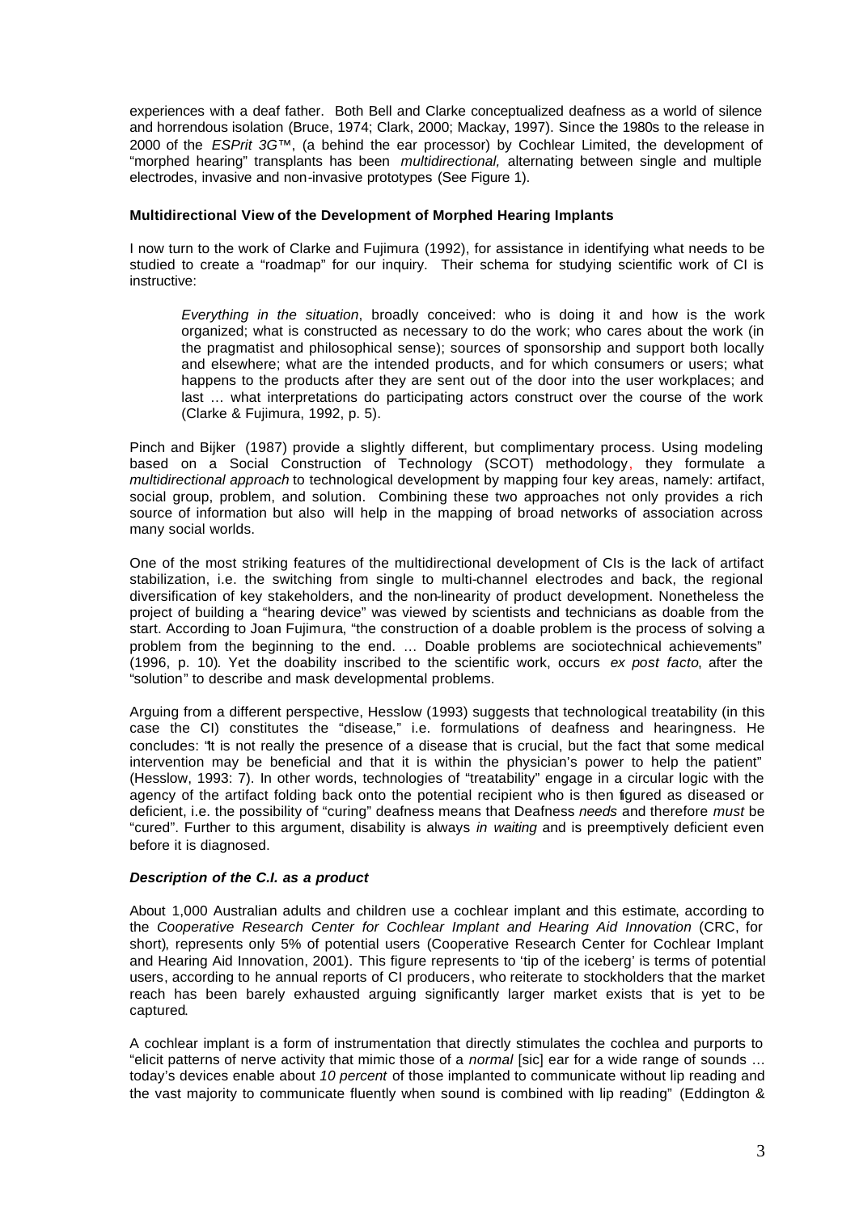experiences with a deaf father. Both Bell and Clarke conceptualized deafness as a world of silence and horrendous isolation (Bruce, 1974; Clark, 2000; Mackay, 1997). Since the 1980s to the release in 2000 of the *ESPrit 3G*™, (a behind the ear processor) by Cochlear Limited, the development of "morphed hearing" transplants has been *multidirectional,* alternating between single and multiple electrodes, invasive and non-invasive prototypes (See Figure 1).

**Multidirectional View of the Development of Morphed Hearing Implants**

I now turn to the work of Clarke and Fujimura (1992), for assistance in identifying what needs to be studied to create a "roadmap" for our inquiry. Their schema for studying scientific work of CI is instructive:

> *Everything in the situation*, broadly conceived: who is doing it and how is the work organized; what is constructed as necessary to do the work; who cares about the work (in the pragmatist and philosophical sense); sources of sponsorship and support both locally and elsewhere; what are the intended products, and for which consumers or users; what happens to the products after they are sent out of the door into the user workplaces; and last … what interpretations do participating actors construct over the course of the work (Clarke & Fujimura, 1992, p. 5).

Pinch and Bijker (1987) provide a slightly different, but complimentary process. Using modeling based on a Social Construction of Technology (SCOT) methodology, they formulate a *multidirectional approach* to technological development by mapping four key areas, namely: artifact, social group, problem, and solution. Combining these two approaches not only provides a rich source of information but also will help in the mapping of broad networks of association across many social worlds.

One of the most striking features of the multidirectional development of CIs is the lack of artifact stabilization, i.e. the switching from single to multi-channel electrodes and back, the regional diversification of key stakeholders, and the non-linearity of product development. Nonetheless the project of building a "hearing device" was viewed by scientists and technicians as doable from the start. According to Joan Fujimura, "the construction of a doable problem is the process of solving a problem from the beginning to the end. … Doable problems are sociotechnical achievements" (1996, p. 10). Yet the doability inscribed to the scientific work, occurs *ex post facto*, after the "solution" to describe and mask developmental problems.

Arguing from a different perspective, Hesslow (1993) suggests that technological treatability (in this case the CI) constitutes the "disease," i.e. formulations of deafness and hearingness. He concludes: "It is not really the presence of a disease that is crucial, but the fact that some medical intervention may be beneficial and that it is within the physician's power to help the patient" (Hesslow, 1993: 7). In other words, technologies of "treatability" engage in a circular logic with the agency of the artifact folding back onto the potential recipient who is then figured as diseased or deficient, i.e. the possibility of "curing" deafness means that Deafness *needs* and therefore *must* be "cured". Further to this argument, disability is always *in waiting* and is preemptively deficient even before it is diagnosed.

***Description of the C.I. as a product***

About 1,000 Australian adults and children use a cochlear implant and this estimate, according to the *Cooperative Research Center for Cochlear Implant and Hearing Aid Innovation* (CRC, for short), represents only 5% of potential users (Cooperative Research Center for Cochlear Implant and Hearing Aid Innovation, 2001). This figure represents to 'tip of the iceberg' is terms of potential users, according to he annual reports of CI producers, who reiterate to stockholders that the market reach has been barely exhausted arguing significantly larger market exists that is yet to be captured.

A cochlear implant is a form of instrumentation that directly stimulates the cochlea and purports to "elicit patterns of nerve activity that mimic those of a *normal* [sic] ear for a wide range of sounds … today's devices enable about *10 percent* of those implanted to communicate without lip reading and the vast majority to communicate fluently when sound is combined with lip reading" (Eddington &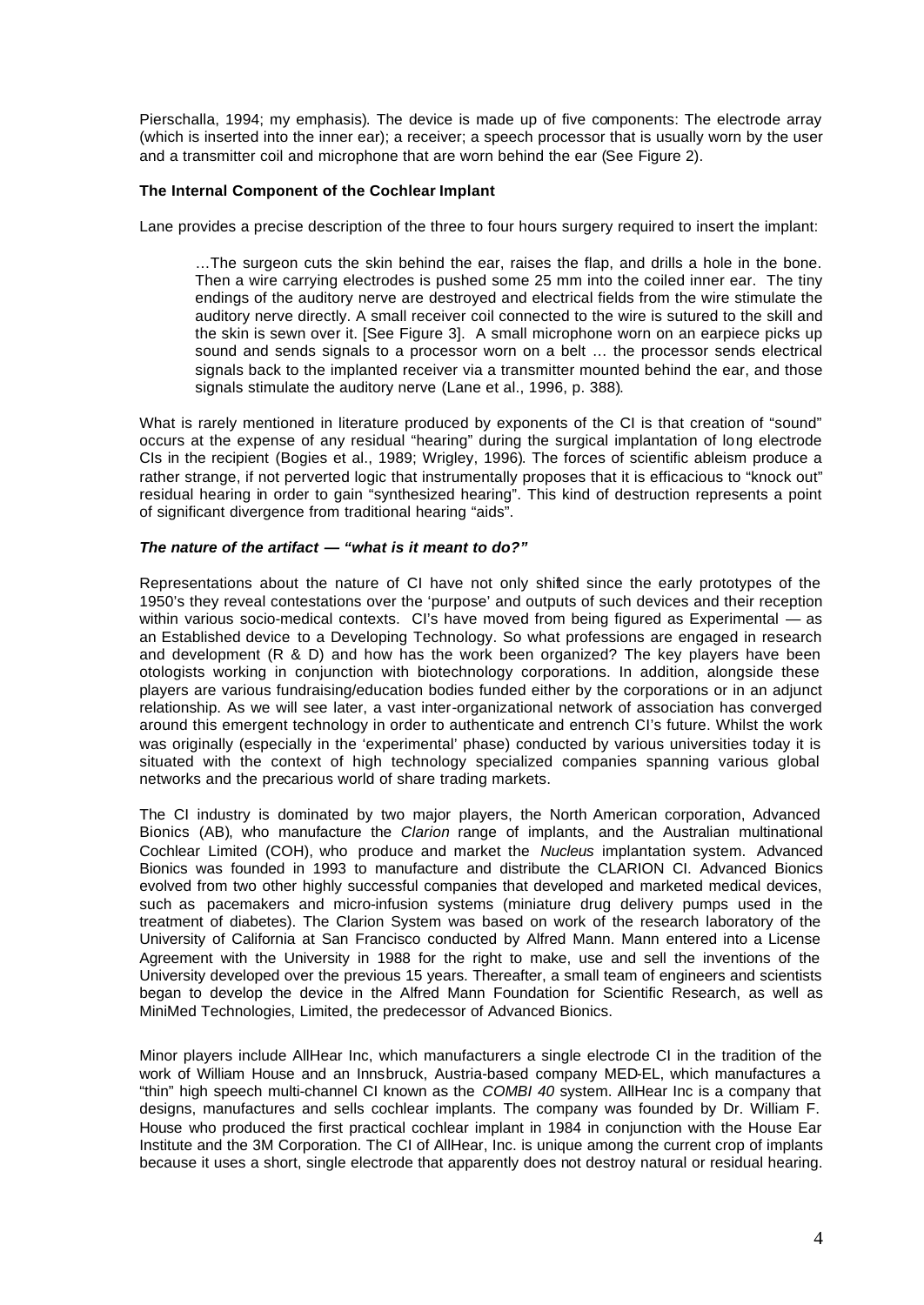Pierschalla, 1994; my emphasis). The device is made up of five components: The electrode array (which is inserted into the inner ear); a receiver; a speech processor that is usually worn by the user and a transmitter coil and microphone that are worn behind the ear (See Figure 2).

**The Internal Component of the Cochlear Implant**

Lane provides a precise description of the three to four hours surgery required to insert the implant:

> …The surgeon cuts the skin behind the ear, raises the flap, and drills a hole in the bone. Then a wire carrying electrodes is pushed some 25 mm into the coiled inner ear. The tiny endings of the auditory nerve are destroyed and electrical fields from the wire stimulate the auditory nerve directly. A small receiver coil connected to the wire is sutured to the skill and the skin is sewn over it. [See Figure 3]. A small microphone worn on an earpiece picks up sound and sends signals to a processor worn on a belt … the processor sends electrical signals back to the implanted receiver via a transmitter mounted behind the ear, and those signals stimulate the auditory nerve (Lane et al., 1996, p. 388).

What is rarely mentioned in literature produced by exponents of the CI is that creation of "sound" occurs at the expense of any residual "hearing" during the surgical implantation of long electrode CIs in the recipient (Bogies et al., 1989; Wrigley, 1996). The forces of scientific ableism produce a rather strange, if not perverted logic that instrumentally proposes that it is efficacious to "knock out" residual hearing in order to gain "synthesized hearing". This kind of destruction represents a point of significant divergence from traditional hearing "aids".

***The nature of the artifact — "what is it meant to do?"***

Representations about the nature of CI have not only shifted since the early prototypes of the 1950's they reveal contestations over the 'purpose' and outputs of such devices and their reception within various socio-medical contexts. CI's have moved from being figured as Experimental — as an Established device to a Developing Technology. So what professions are engaged in research and development (R & D) and how has the work been organized? The key players have been otologists working in conjunction with biotechnology corporations. In addition, alongside these players are various fundraising/education bodies funded either by the corporations or in an adjunct relationship. As we will see later, a vast inter-organizational network of association has converged around this emergent technology in order to authenticate and entrench CI's future. Whilst the work was originally (especially in the 'experimental' phase) conducted by various universities today it is situated with the context of high technology specialized companies spanning various global networks and the precarious world of share trading markets.

The CI industry is dominated by two major players, the North American corporation, Advanced Bionics (AB), who manufacture the *Clarion* range of implants, and the Australian multinational Cochlear Limited (COH), who produce and market the *Nucleus* implantation system. Advanced Bionics was founded in 1993 to manufacture and distribute the CLARION CI. Advanced Bionics evolved from two other highly successful companies that developed and marketed medical devices, such as pacemakers and micro-infusion systems (miniature drug delivery pumps used in the treatment of diabetes). The Clarion System was based on work of the research laboratory of the University of California at San Francisco conducted by Alfred Mann. Mann entered into a License Agreement with the University in 1988 for the right to make, use and sell the inventions of the University developed over the previous 15 years. Thereafter, a small team of engineers and scientists began to develop the device in the Alfred Mann Foundation for Scientific Research, as well as MiniMed Technologies, Limited, the predecessor of Advanced Bionics.

Minor players include AllHear Inc, which manufacturers a single electrode CI in the tradition of the work of William House and an Innsbruck, Austria-based company MED-EL, which manufactures a "thin" high speech multi-channel CI known as the *COMBI 40* system. AllHear Inc is a company that designs, manufactures and sells cochlear implants. The company was founded by Dr. William F. House who produced the first practical cochlear implant in 1984 in conjunction with the House Ear Institute and the 3M Corporation. The CI of AllHear, Inc. is unique among the current crop of implants because it uses a short, single electrode that apparently does not destroy natural or residual hearing.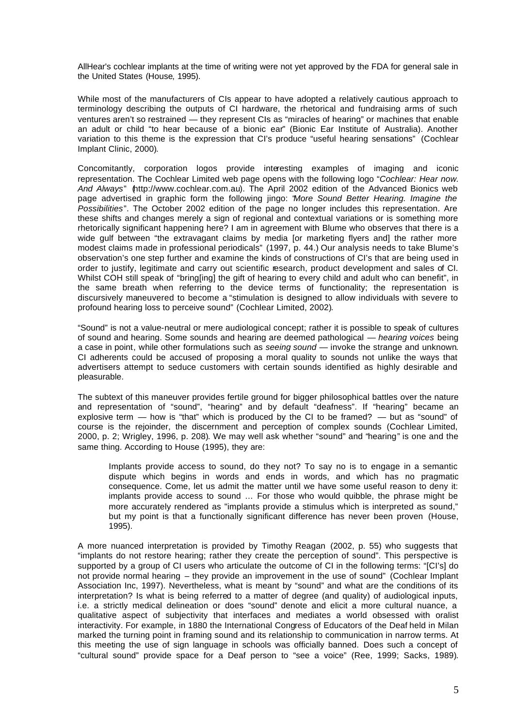AllHear's cochlear implants at the time of writing were not yet approved by the FDA for general sale in the United States (House, 1995).

While most of the manufacturers of CIs appear to have adopted a relatively cautious approach to terminology describing the outputs of CI hardware, the rhetorical and fundraising arms of such ventures aren't so restrained — they represent CIs as "miracles of hearing" or machines that enable an adult or child "to hear because of a bionic ear" (Bionic Ear Institute of Australia). Another variation to this theme is the expression that CI's produce "useful hearing sensations" (Cochlear Implant Clinic, 2000).

Concomitantly, corporation logos provide interesting examples of imaging and iconic representation. The Cochlear Limited web page opens with the following logo "*Cochlear: Hear now. And Always*" (http://www.cochlear.com.au). The April 2002 edition of the Advanced Bionics web page advertised in graphic form the following jingo: "*More Sound Better Hearing. Imagine the Possibilities*". The October 2002 edition of the page no longer includes this representation. Are these shifts and changes merely a sign of regional and contextual variations or is something more rhetorically significant happening here? I am in agreement with Blume who observes that there is a wide gulf between "the extravagant claims by media [or marketing flyers and] the rather more modest claims made in professional periodicals" (1997, p. 44.) Our analysis needs to take Blume's observation's one step further and examine the kinds of constructions of CI's that are being used in order to justify, legitimate and carry out scientific research, product development and sales of CI. Whilst COH still speak of "bring[ing] the gift of hearing to every child and adult who can benefit", in the same breath when referring to the device terms of functionality; the representation is discursively maneuvered to become a "stimulation is designed to allow individuals with severe to profound hearing loss to perceive sound" (Cochlear Limited, 2002).

"Sound" is not a value-neutral or mere audiological concept; rather it is possible to speak of cultures of sound and hearing. Some sounds and hearing are deemed pathological — *hearing voices* being a case in point, while other formulations such as *seeing sound* — invoke the strange and unknown. CI adherents could be accused of proposing a moral quality to sounds not unlike the ways that advertisers attempt to seduce customers with certain sounds identified as highly desirable and pleasurable.

The subtext of this maneuver provides fertile ground for bigger philosophical battles over the nature and representation of "sound", "hearing" and by default "deafness". If "hearing" became an explosive term — how is "that" which is produced by the CI to be framed? — but as "sound" of course is the rejoinder, the discernment and perception of complex sounds (Cochlear Limited, 2000, p. 2; Wrigley, 1996, p. 208). We may well ask whether "sound" and "hearing" is one and the same thing. According to House (1995), they are:

> Implants provide access to sound, do they not? To say no is to engage in a semantic dispute which begins in words and ends in words, and which has no pragmatic consequence. Come, let us admit the matter until we have some useful reason to deny it: implants provide access to sound … For those who would quibble, the phrase might be more accurately rendered as "implants provide a stimulus which is interpreted as sound," but my point is that a functionally significant difference has never been proven (House, 1995).

A more nuanced interpretation is provided by Timothy Reagan (2002, p. 55) who suggests that "implants do not restore hearing; rather they create the perception of sound". This perspective is supported by a group of CI users who articulate the outcome of CI in the following terms: "[CI's] do not provide normal hearing – they provide an improvement in the use of sound" (Cochlear Implant Association Inc, 1997). Nevertheless, what is meant by "sound" and what are the conditions of its interpretation? Is what is being referred to a matter of degree (and quality) of audiological inputs, i.e. a strictly medical delineation or does "sound" denote and elicit a more cultural nuance, a qualitative aspect of subjectivity that interfaces and mediates a world obsessed with oralist interactivity. For example, in 1880 the International Congress of Educators of the Deaf held in Milan marked the turning point in framing sound and its relationship to communication in narrow terms. At this meeting the use of sign language in schools was officially banned. Does such a concept of "cultural sound" provide space for a Deaf person to "see a voice" (Ree, 1999; Sacks, 1989).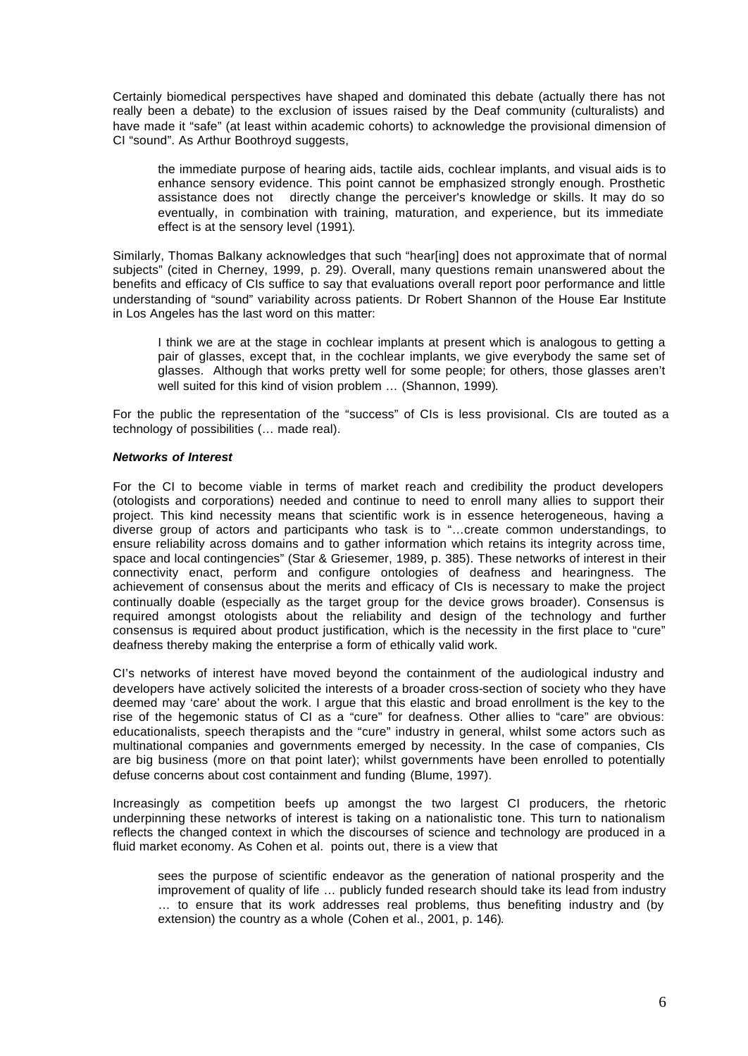Certainly biomedical perspectives have shaped and dominated this debate (actually there has not really been a debate) to the exclusion of issues raised by the Deaf community (culturalists) and have made it "safe" (at least within academic cohorts) to acknowledge the provisional dimension of CI "sound". As Arthur Boothroyd suggests,

> the immediate purpose of hearing aids, tactile aids, cochlear implants, and visual aids is to enhance sensory evidence. This point cannot be emphasized strongly enough. Prosthetic assistance does not directly change the perceiver's knowledge or skills. It may do so eventually, in combination with training, maturation, and experience, but its immediate effect is at the sensory level (1991).

Similarly, Thomas Balkany acknowledges that such "hear[ing] does not approximate that of normal subjects" (cited in Cherney, 1999, p. 29). Overall, many questions remain unanswered about the benefits and efficacy of CIs suffice to say that evaluations overall report poor performance and little understanding of "sound" variability across patients. Dr Robert Shannon of the House Ear Institute in Los Angeles has the last word on this matter:

> I think we are at the stage in cochlear implants at present which is analogous to getting a pair of glasses, except that, in the cochlear implants, we give everybody the same set of glasses. Although that works pretty well for some people; for others, those glasses aren't well suited for this kind of vision problem … (Shannon, 1999).

For the public the representation of the "success" of CIs is less provisional. CIs are touted as a technology of possibilities (… made real).

***Networks of Interest***

For the CI to become viable in terms of market reach and credibility the product developers (otologists and corporations) needed and continue to need to enroll many allies to support their project. This kind necessity means that scientific work is in essence heterogeneous, having a diverse group of actors and participants who task is to "…create common understandings, to ensure reliability across domains and to gather information which retains its integrity across time, space and local contingencies" (Star & Griesemer, 1989, p. 385). These networks of interest in their connectivity enact, perform and configure ontologies of deafness and hearingness. The achievement of consensus about the merits and efficacy of CIs is necessary to make the project continually doable (especially as the target group for the device grows broader). Consensus is required amongst otologists about the reliability and design of the technology and further consensus is required about product justification, which is the necessity in the first place to "cure" deafness thereby making the enterprise a form of ethically valid work.

CI's networks of interest have moved beyond the containment of the audiological industry and developers have actively solicited the interests of a broader cross-section of society who they have deemed may 'care' about the work. I argue that this elastic and broad enrollment is the key to the rise of the hegemonic status of CI as a "cure" for deafness. Other allies to "care" are obvious: educationalists, speech therapists and the "cure" industry in general, whilst some actors such as multinational companies and governments emerged by necessity. In the case of companies, CIs are big business (more on that point later); whilst governments have been enrolled to potentially defuse concerns about cost containment and funding (Blume, 1997).

Increasingly as competition beefs up amongst the two largest CI producers, the rhetoric underpinning these networks of interest is taking on a nationalistic tone. This turn to nationalism reflects the changed context in which the discourses of science and technology are produced in a fluid market economy. As Cohen et al. points out, there is a view that

> sees the purpose of scientific endeavor as the generation of national prosperity and the improvement of quality of life … publicly funded research should take its lead from industry … to ensure that its work addresses real problems, thus benefiting industry and (by extension) the country as a whole (Cohen et al., 2001, p. 146).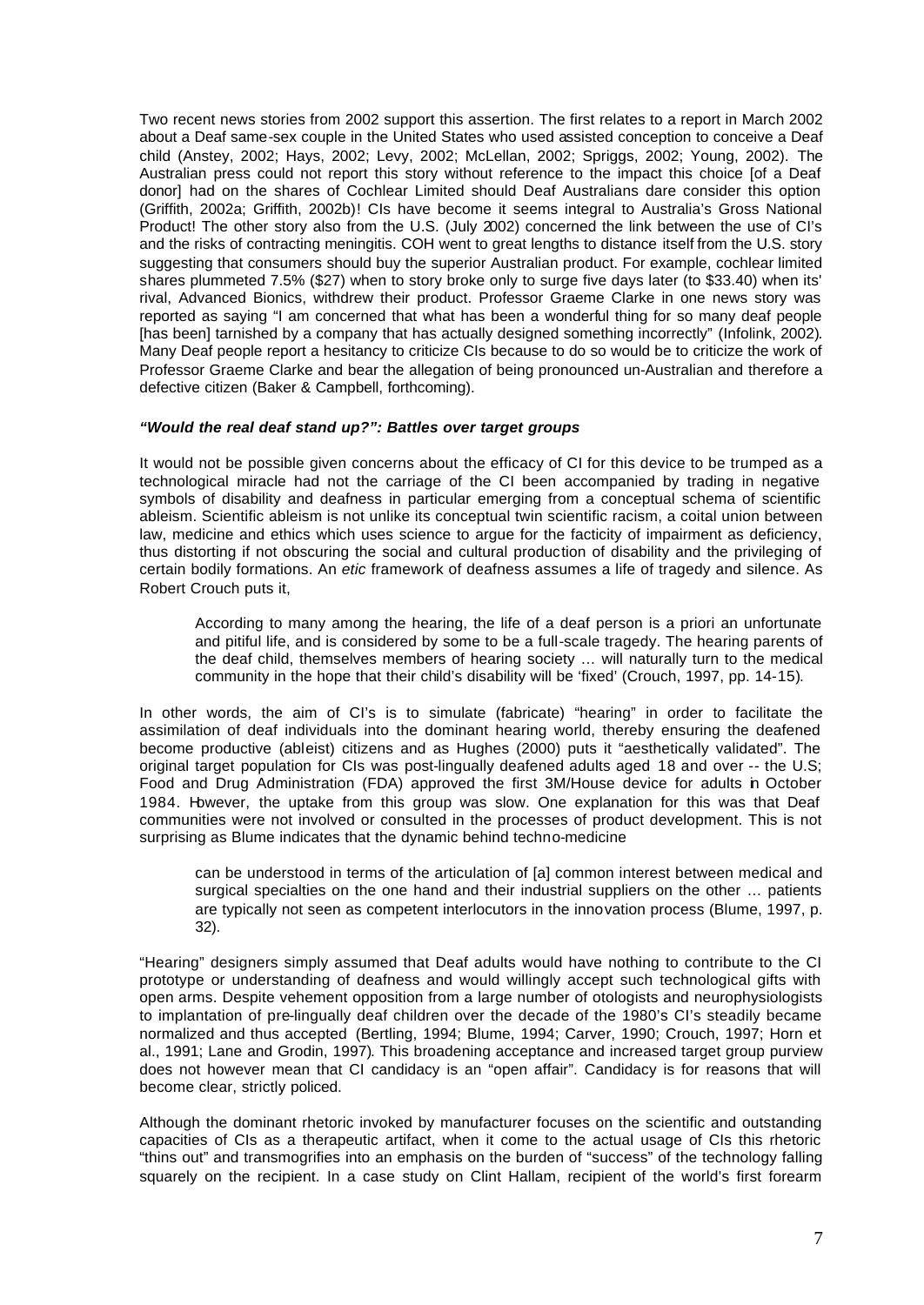Two recent news stories from 2002 support this assertion. The first relates to a report in March 2002 about a Deaf same-sex couple in the United States who used assisted conception to conceive a Deaf child (Anstey, 2002; Hays, 2002; Levy, 2002; McLellan, 2002; Spriggs, 2002; Young, 2002). The Australian press could not report this story without reference to the impact this choice [of a Deaf donor] had on the shares of Cochlear Limited should Deaf Australians dare consider this option (Griffith, 2002a; Griffith, 2002b)! CIs have become it seems integral to Australia's Gross National Product! The other story also from the U.S. (July 2002) concerned the link between the use of CI's and the risks of contracting meningitis. COH went to great lengths to distance itself from the U.S. story suggesting that consumers should buy the superior Australian product. For example, cochlear limited shares plummeted 7.5% ($27) when to story broke only to surge five days later (to $33.40) when its' rival, Advanced Bionics, withdrew their product. Professor Graeme Clarke in one news story was reported as saying "I am concerned that what has been a wonderful thing for so many deaf people [has been] tarnished by a company that has actually designed something incorrectly" (Infolink, 2002). Many Deaf people report a hesitancy to criticize CIs because to do so would be to criticize the work of Professor Graeme Clarke and bear the allegation of being pronounced un-Australian and therefore a defective citizen (Baker & Campbell, forthcoming).

### *"Would the real deaf stand up?": Battles over target groups*

It would not be possible given concerns about the efficacy of CI for this device to be trumped as a technological miracle had not the carriage of the CI been accompanied by trading in negative symbols of disability and deafness in particular emerging from a conceptual schema of scientific ableism. Scientific ableism is not unlike its conceptual twin scientific racism, a coital union between law, medicine and ethics which uses science to argue for the facticity of impairment as deficiency, thus distorting if not obscuring the social and cultural production of disability and the privileging of certain bodily formations. An *etic* framework of deafness assumes a life of tragedy and silence. As Robert Crouch puts it,

> According to many among the hearing, the life of a deaf person is a priori an unfortunate and pitiful life, and is considered by some to be a full-scale tragedy. The hearing parents of the deaf child, themselves members of hearing society … will naturally turn to the medical community in the hope that their child's disability will be 'fixed' (Crouch, 1997, pp. 14-15).

In other words, the aim of CI's is to simulate (fabricate) "hearing" in order to facilitate the assimilation of deaf individuals into the dominant hearing world, thereby ensuring the deafened become productive (ableist) citizens and as Hughes (2000) puts it "aesthetically validated". The original target population for CIs was post-lingually deafened adults aged 18 and over -- the U.S; Food and Drug Administration (FDA) approved the first 3M/House device for adults in October 1984. However, the uptake from this group was slow. One explanation for this was that Deaf communities were not involved or consulted in the processes of product development. This is not surprising as Blume indicates that the dynamic behind techno-medicine

> can be understood in terms of the articulation of [a] common interest between medical and surgical specialties on the one hand and their industrial suppliers on the other … patients are typically not seen as competent interlocutors in the innovation process (Blume, 1997, p. 32).

"Hearing" designers simply assumed that Deaf adults would have nothing to contribute to the CI prototype or understanding of deafness and would willingly accept such technological gifts with open arms. Despite vehement opposition from a large number of otologists and neurophysiologists to implantation of pre-lingually deaf children over the decade of the 1980's CI's steadily became normalized and thus accepted (Bertling, 1994; Blume, 1994; Carver, 1990; Crouch, 1997; Horn et al., 1991; Lane and Grodin, 1997). This broadening acceptance and increased target group purview does not however mean that CI candidacy is an "open affair". Candidacy is for reasons that will become clear, strictly policed.

Although the dominant rhetoric invoked by manufacturer focuses on the scientific and outstanding capacities of CIs as a therapeutic artifact, when it come to the actual usage of CIs this rhetoric "thins out" and transmogrifies into an emphasis on the burden of "success" of the technology falling squarely on the recipient. In a case study on Clint Hallam, recipient of the world's first forearm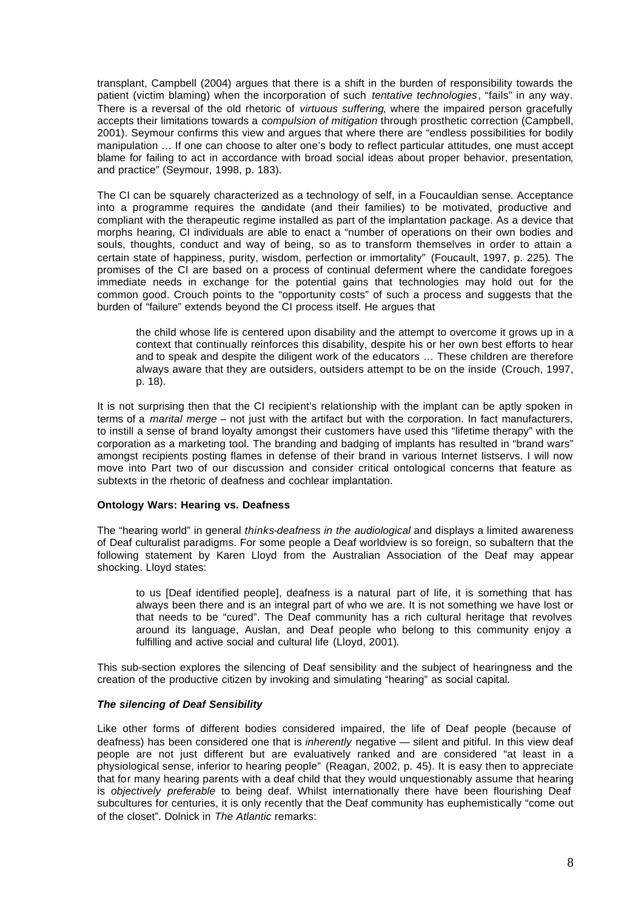transplant, Campbell (2004) argues that there is a shift in the burden of responsibility towards the patient (victim blaming) when the incorporation of such *tentative technologies*, "fails" in any way. There is a reversal of the old rhetoric of *virtuous suffering*, where the impaired person gracefully accepts their limitations towards a *compulsion of mitigation* through prosthetic correction (Campbell, 2001). Seymour confirms this view and argues that where there are "endless possibilities for bodily manipulation … If one can choose to alter one's body to reflect particular attitudes, one must accept blame for failing to act in accordance with broad social ideas about proper behavior, presentation, and practice" (Seymour, 1998, p. 183).

The CI can be squarely characterized as a technology of self, in a Foucauldian sense. Acceptance into a programme requires the candidate (and their families) to be motivated, productive and compliant with the therapeutic regime installed as part of the implantation package. As a device that morphs hearing, CI individuals are able to enact a "number of operations on their own bodies and souls, thoughts, conduct and way of being, so as to transform themselves in order to attain a certain state of happiness, purity, wisdom, perfection or immortality" (Foucault, 1997, p. 225). The promises of the CI are based on a process of continual deferment where the candidate foregoes immediate needs in exchange for the potential gains that technologies may hold out for the common good. Crouch points to the "opportunity costs" of such a process and suggests that the burden of "failure" extends beyond the CI process itself. He argues that

> the child whose life is centered upon disability and the attempt to overcome it grows up in a context that continually reinforces this disability, despite his or her own best efforts to hear and to speak and despite the diligent work of the educators … These children are therefore always aware that they are outsiders, outsiders attempt to be on the inside (Crouch, 1997, p. 18).

It is not surprising then that the CI recipient's relationship with the implant can be aptly spoken in terms of a *marital merge* – not just with the artifact but with the corporation. In fact manufacturers, to instill a sense of brand loyalty amongst their customers have used this "lifetime therapy" with the corporation as a marketing tool. The branding and badging of implants has resulted in "brand wars" amongst recipients posting flames in defense of their brand in various Internet listservs. I will now move into Part two of our discussion and consider critical ontological concerns that feature as subtexts in the rhetoric of deafness and cochlear implantation.

**Ontology Wars: Hearing vs. Deafness**

The "hearing world" in general *thinks-deafness in the audiological* and displays a limited awareness of Deaf culturalist paradigms. For some people a Deaf worldview is so foreign, so subaltern that the following statement by Karen Lloyd from the Australian Association of the Deaf may appear shocking. Lloyd states:

> to us [Deaf identified people], deafness is a natural part of life, it is something that has always been there and is an integral part of who we are. It is not something we have lost or that needs to be "cured". The Deaf community has a rich cultural heritage that revolves around its language, Auslan, and Deaf people who belong to this community enjoy a fulfilling and active social and cultural life (Lloyd, 2001).

This sub-section explores the silencing of Deaf sensibility and the subject of hearingness and the creation of the productive citizen by invoking and simulating "hearing" as social capital.

***The silencing of Deaf Sensibility***

Like other forms of different bodies considered impaired, the life of Deaf people (because of deafness) has been considered one that is *inherently* negative — silent and pitiful. In this view deaf people are not just different but are evaluatively ranked and are considered "at least in a physiological sense, inferior to hearing people" (Reagan, 2002, p. 45). It is easy then to appreciate that for many hearing parents with a deaf child that they would unquestionably assume that hearing is *objectively preferable* to being deaf. Whilst internationally there have been flourishing Deaf subcultures for centuries, it is only recently that the Deaf community has euphemistically "come out of the closet". Dolnick in *The Atlantic* remarks: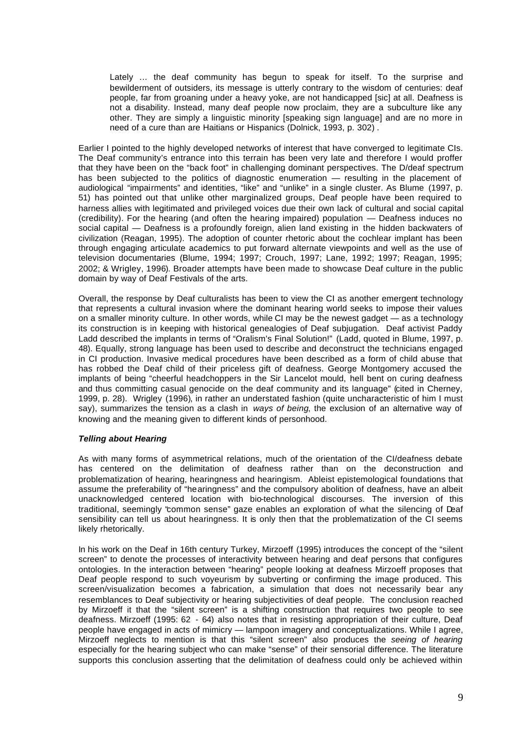> Lately … the deaf community has begun to speak for itself. To the surprise and bewilderment of outsiders, its message is utterly contrary to the wisdom of centuries: deaf people, far from groaning under a heavy yoke, are not handicapped [sic] at all. Deafness is not a disability. Instead, many deaf people now proclaim, they are a subculture like any other. They are simply a linguistic minority [speaking sign language] and are no more in need of a cure than are Haitians or Hispanics (Dolnick, 1993, p. 302) .

Earlier I pointed to the highly developed networks of interest that have converged to legitimate CIs. The Deaf community's entrance into this terrain has been very late and therefore I would proffer that they have been on the "back foot" in challenging dominant perspectives. The D/deaf spectrum has been subjected to the politics of diagnostic enumeration — resulting in the placement of audiological "impairments" and identities, "like" and "unlike" in a single cluster. As Blume (1997, p. 51) has pointed out that unlike other marginalized groups, Deaf people have been required to harness allies with legitimated and privileged voices due their own lack of cultural and social capital (credibility). For the hearing (and often the hearing impaired) population — Deafness induces no social capital — Deafness is a profoundly foreign, alien land existing in the hidden backwaters of civilization (Reagan, 1995). The adoption of counter rhetoric about the cochlear implant has been through engaging articulate academics to put forward alternate viewpoints and well as the use of television documentaries (Blume, 1994; 1997; Crouch, 1997; Lane, 1992; 1997; Reagan, 1995; 2002; & Wrigley, 1996). Broader attempts have been made to showcase Deaf culture in the public domain by way of Deaf Festivals of the arts.

Overall, the response by Deaf culturalists has been to view the CI as another emergent technology that represents a cultural invasion where the dominant hearing world seeks to impose their values on a smaller minority culture. In other words, while CI may be the newest gadget — as a technology its construction is in keeping with historical genealogies of Deaf subjugation. Deaf activist Paddy Ladd described the implants in terms of "Oralism's Final Solution!" (Ladd, quoted in Blume, 1997, p. 48). Equally, strong language has been used to describe and deconstruct the technicians engaged in CI production. Invasive medical procedures have been described as a form of child abuse that has robbed the Deaf child of their priceless gift of deafness. George Montgomery accused the implants of being "cheerful headchoppers in the Sir Lancelot mould, hell bent on curing deafness and thus committing casual genocide on the deaf community and its language" (cited in Cherney, 1999, p. 28). Wrigley (1996), in rather an understated fashion (quite uncharacteristic of him I must say), summarizes the tension as a clash in *ways of being*, the exclusion of an alternative way of knowing and the meaning given to different kinds of personhood.

### *Telling about Hearing*

As with many forms of asymmetrical relations, much of the orientation of the CI/deafness debate has centered on the delimitation of deafness rather than on the deconstruction and problematization of hearing, hearingness and hearingism. Ableist epistemological foundations that assume the preferability of "hearingness" and the compulsory abolition of deafness, have an albeit unacknowledged centered location with bio-technological discourses. The inversion of this traditional, seemingly "common sense" gaze enables an exploration of what the silencing of Deaf sensibility can tell us about hearingness. It is only then that the problematization of the CI seems likely rhetorically.

In his work on the Deaf in 16th century Turkey, Mirzoeff (1995) introduces the concept of the "silent screen" to denote the processes of interactivity between hearing and deaf persons that configures ontologies. In the interaction between "hearing" people looking at deafness Mirzoeff proposes that Deaf people respond to such voyeurism by subverting or confirming the image produced. This screen/visualization becomes a fabrication, a simulation that does not necessarily bear any resemblances to Deaf subjectivity or hearing subjectivities of deaf people. The conclusion reached by Mirzoeff it that the "silent screen" is a shifting construction that requires two people to see deafness. Mirzoeff (1995: 62 - 64) also notes that in resisting appropriation of their culture, Deaf people have engaged in acts of mimicry — lampoon imagery and conceptualizations. While I agree, Mirzoeff neglects to mention is that this "silent screen" also produces the *seeing of hearing* especially for the hearing subject who can make "sense" of their sensorial difference. The literature supports this conclusion asserting that the delimitation of deafness could only be achieved within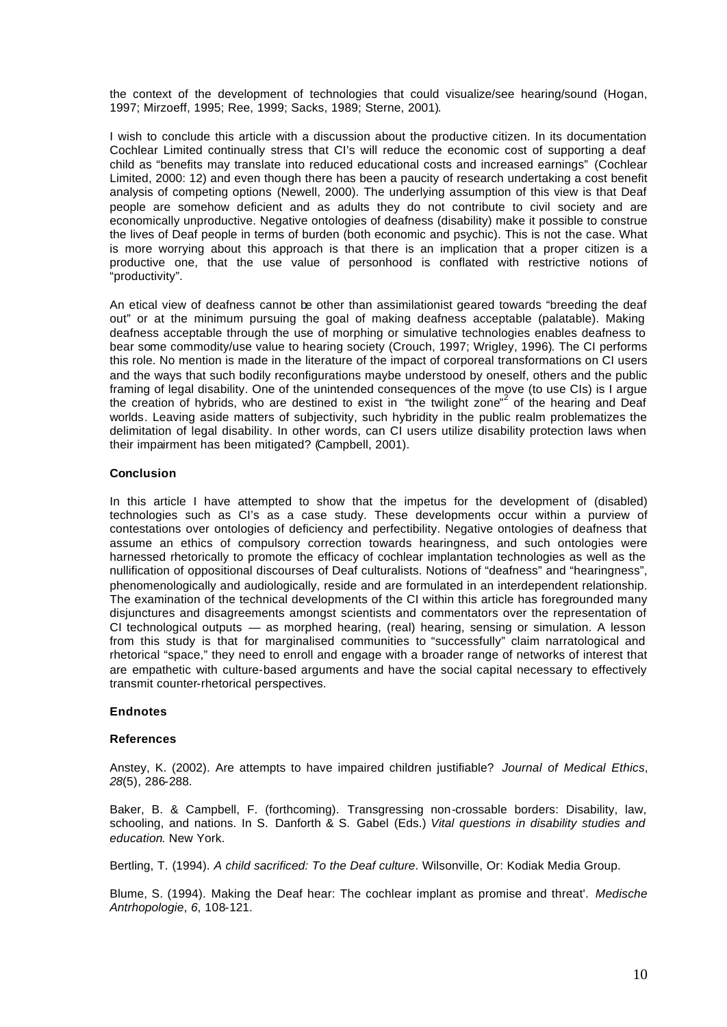the context of the development of technologies that could visualize/see hearing/sound (Hogan, 1997; Mirzoeff, 1995; Ree, 1999; Sacks, 1989; Sterne, 2001).

I wish to conclude this article with a discussion about the productive citizen. In its documentation Cochlear Limited continually stress that CI's will reduce the economic cost of supporting a deaf child as "benefits may translate into reduced educational costs and increased earnings" (Cochlear Limited, 2000: 12) and even though there has been a paucity of research undertaking a cost benefit analysis of competing options (Newell, 2000). The underlying assumption of this view is that Deaf people are somehow deficient and as adults they do not contribute to civil society and are economically unproductive. Negative ontologies of deafness (disability) make it possible to construe the lives of Deaf people in terms of burden (both economic and psychic). This is not the case. What is more worrying about this approach is that there is an implication that a proper citizen is a productive one, that the use value of personhood is conflated with restrictive notions of "productivity".

An etical view of deafness cannot be other than assimilationist geared towards "breeding the deaf out" or at the minimum pursuing the goal of making deafness acceptable (palatable). Making deafness acceptable through the use of morphing or simulative technologies enables deafness to bear some commodity/use value to hearing society (Crouch, 1997; Wrigley, 1996). The CI performs this role. No mention is made in the literature of the impact of corporeal transformations on CI users and the ways that such bodily reconfigurations maybe understood by oneself, others and the public framing of legal disability. One of the unintended consequences of the move (to use CIs) is I argue the creation of hybrids, who are destined to exist in "the twilight zone"[2] of the hearing and Deaf worlds. Leaving aside matters of subjectivity, such hybridity in the public realm problematizes the delimitation of legal disability. In other words, can CI users utilize disability protection laws when their impairment has been mitigated? (Campbell, 2001).

**Conclusion**

In this article I have attempted to show that the impetus for the development of (disabled) technologies such as CI's as a case study. These developments occur within a purview of contestations over ontologies of deficiency and perfectibility. Negative ontologies of deafness that assume an ethics of compulsory correction towards hearingness, and such ontologies were harnessed rhetorically to promote the efficacy of cochlear implantation technologies as well as the nullification of oppositional discourses of Deaf culturalists. Notions of "deafness" and "hearingness", phenomenologically and audiologically, reside and are formulated in an interdependent relationship. The examination of the technical developments of the CI within this article has foregrounded many disjunctures and disagreements amongst scientists and commentators over the representation of CI technological outputs — as morphed hearing, (real) hearing, sensing or simulation. A lesson from this study is that for marginalised communities to "successfully" claim narratological and rhetorical "space," they need to enroll and engage with a broader range of networks of interest that are empathetic with culture-based arguments and have the social capital necessary to effectively transmit counter-rhetorical perspectives.

**Endnotes**

**References**

Anstey, K. (2002). Are attempts to have impaired children justifiable? *Journal of Medical Ethics*, *28*(5), 286-288.

Baker, B. & Campbell, F. (forthcoming). Transgressing non-crossable borders: Disability, law, schooling, and nations. In S. Danforth & S. Gabel (Eds.) *Vital questions in disability studies and education*. New York.

Bertling, T. (1994). *A child sacrificed: To the Deaf culture*. Wilsonville, Or: Kodiak Media Group.

Blume, S. (1994). Making the Deaf hear: The cochlear implant as promise and threat'. *Medische Antrhopologie*, *6*, 108-121.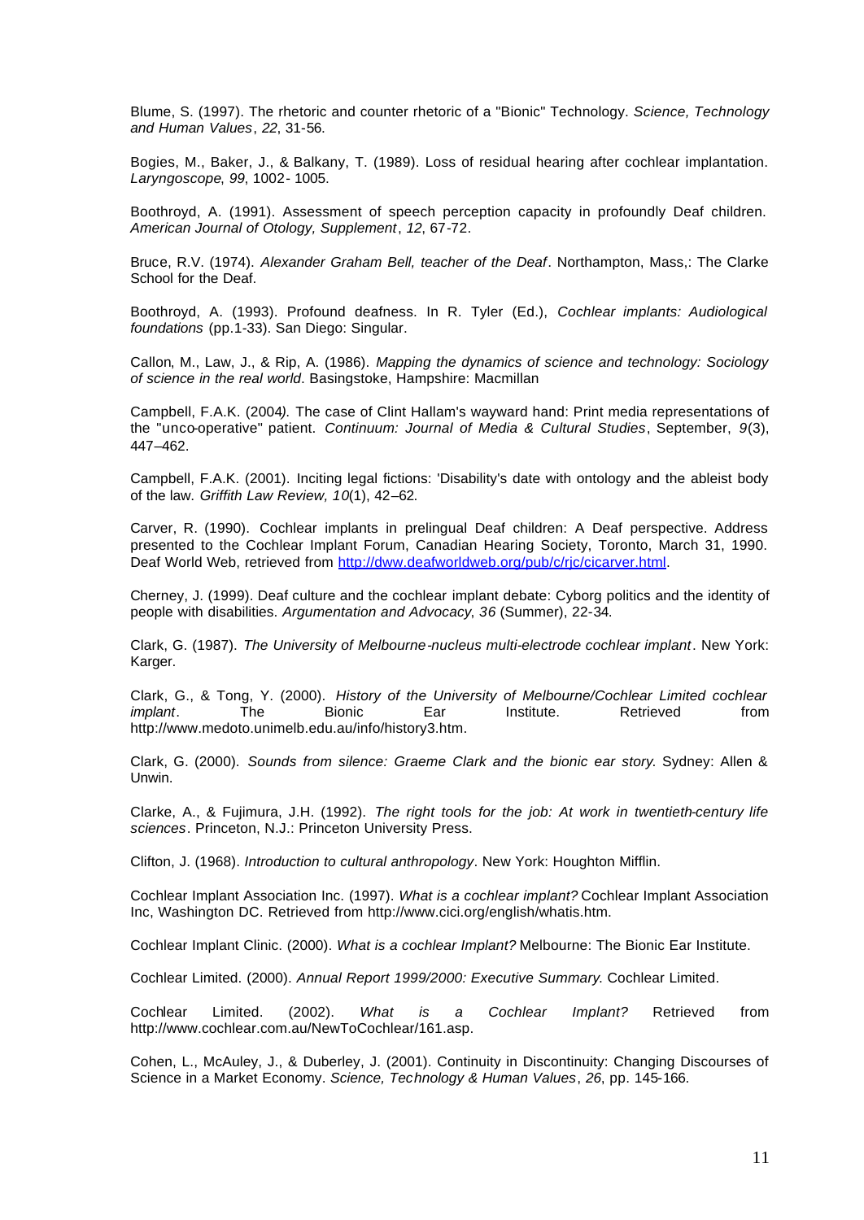Blume, S. (1997). The rhetoric and counter rhetoric of a "Bionic" Technology. *Science, Technology and Human Values*, *22*, 31-56.

Bogies, M., Baker, J., & Balkany, T. (1989). Loss of residual hearing after cochlear implantation. *Laryngoscope*, *99*, 1002- 1005.

Boothroyd, A. (1991). Assessment of speech perception capacity in profoundly Deaf children. *American Journal of Otology, Supplement*, *12*, 67-72.

Bruce, R.V. (1974). *Alexander Graham Bell, teacher of the Deaf*. Northampton, Mass,: The Clarke School for the Deaf.

Boothroyd, A. (1993). Profound deafness. In R. Tyler (Ed.), *Cochlear implants: Audiological foundations* (pp.1-33). San Diego: Singular.

Callon, M., Law, J., & Rip, A. (1986). *Mapping the dynamics of science and technology: Sociology of science in the real world*. Basingstoke, Hampshire: Macmillan

Campbell, F.A.K. (2004). The case of Clint Hallam's wayward hand: Print media representations of the "unco-operative" patient. *Continuum: Journal of Media & Cultural Studies*, September, *9*(3), 447–462.

Campbell, F.A.K. (2001). Inciting legal fictions: 'Disability's date with ontology and the ableist body of the law. *Griffith Law Review, 10*(1), 42–62.

Carver, R. (1990). Cochlear implants in prelingual Deaf children: A Deaf perspective. Address presented to the Cochlear Implant Forum, Canadian Hearing Society, Toronto, March 31, 1990. Deaf World Web, retrieved from http://dww.deafworldweb.org/pub/c/rjc/cicarver.html.

Cherney, J. (1999). Deaf culture and the cochlear implant debate: Cyborg politics and the identity of people with disabilities. *Argumentation and Advocacy*, *36* (Summer), 22-34.

Clark, G. (1987). *The University of Melbourne-nucleus multi-electrode cochlear implant*. New York: Karger.

Clark, G., & Tong, Y. (2000). *History of the University of Melbourne/Cochlear Limited cochlear implant*. The Bionic Ear Institute. Retrieved from http://www.medoto.unimelb.edu.au/info/history3.htm.

Clark, G. (2000). *Sounds from silence: Graeme Clark and the bionic ear story*. Sydney: Allen & Unwin.

Clarke, A., & Fujimura, J.H. (1992). *The right tools for the job: At work in twentieth-century life sciences*. Princeton, N.J.: Princeton University Press.

Clifton, J. (1968). *Introduction to cultural anthropology*. New York: Houghton Mifflin.

Cochlear Implant Association Inc. (1997). *What is a cochlear implant?* Cochlear Implant Association Inc, Washington DC. Retrieved from http://www.cici.org/english/whatis.htm.

Cochlear Implant Clinic. (2000). *What is a cochlear Implant?* Melbourne: The Bionic Ear Institute.

Cochlear Limited. (2000). *Annual Report 1999/2000: Executive Summary*. Cochlear Limited.

Cochlear Limited. (2002). *What is a Cochlear Implant?* Retrieved from http://www.cochlear.com.au/NewToCochlear/161.asp.

Cohen, L., McAuley, J., & Duberley, J. (2001). Continuity in Discontinuity: Changing Discourses of Science in a Market Economy. *Science, Technology & Human Values*, *26*, pp. 145-166.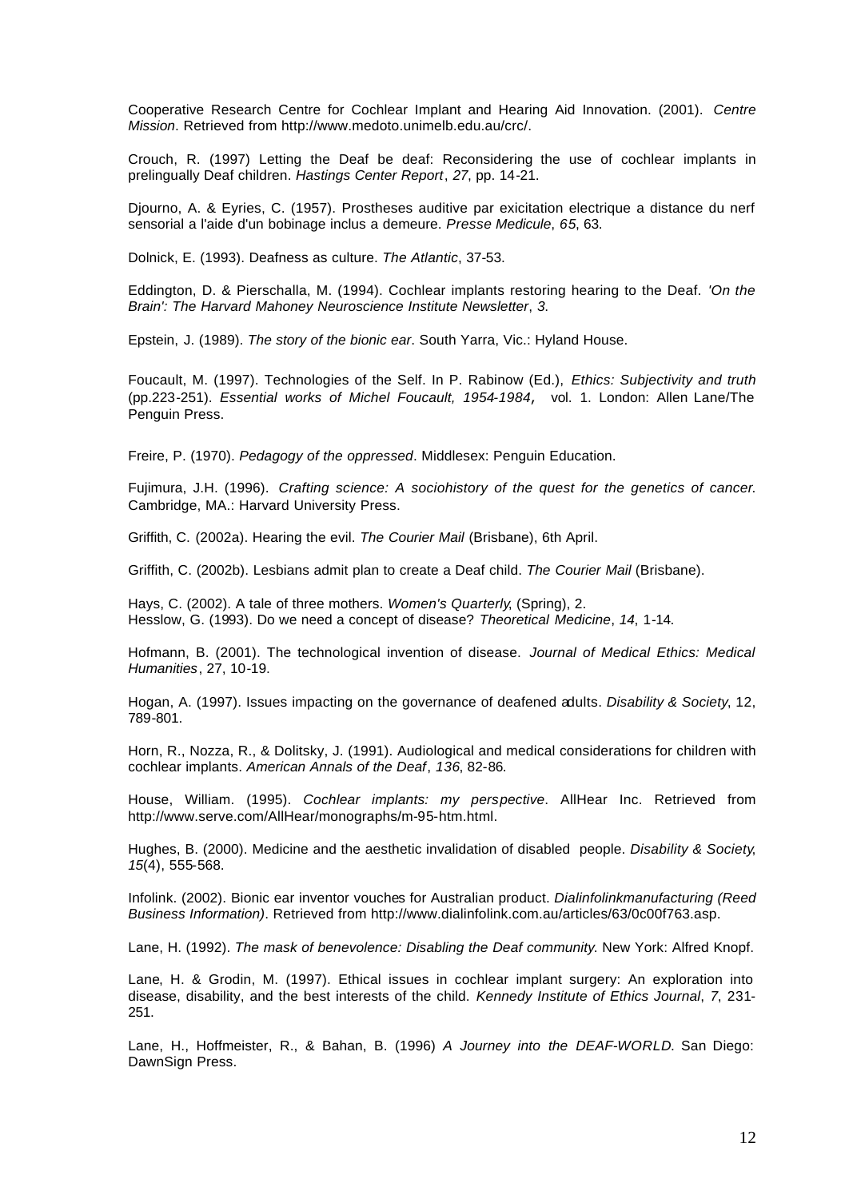Cooperative Research Centre for Cochlear Implant and Hearing Aid Innovation. (2001). *Centre Mission*. Retrieved from http://www.medoto.unimelb.edu.au/crc/.

Crouch, R. (1997) Letting the Deaf be deaf: Reconsidering the use of cochlear implants in prelingually Deaf children. *Hastings Center Report*, *27*, pp. 14-21.

Djourno, A. & Eyries, C. (1957). Prostheses auditive par exicitation electrique a distance du nerf sensorial a l'aide d'un bobinage inclus a demeure. *Presse Medicule*, *65*, 63.

Dolnick, E. (1993). Deafness as culture. *The Atlantic*, 37-53.

Eddington, D. & Pierschalla, M. (1994). Cochlear implants restoring hearing to the Deaf. *'On the Brain': The Harvard Mahoney Neuroscience Institute Newsletter*, *3*.

Epstein, J. (1989). *The story of the bionic ear*. South Yarra, Vic.: Hyland House.

Foucault, M. (1997). Technologies of the Self. In P. Rabinow (Ed.), *Ethics: Subjectivity and truth* (pp.223-251). *Essential works of Michel Foucault, 1954-1984*, vol. 1. London: Allen Lane/The Penguin Press.

Freire, P. (1970). *Pedagogy of the oppressed*. Middlesex: Penguin Education.

Fujimura, J.H. (1996). *Crafting science: A sociohistory of the quest for the genetics of cancer*. Cambridge, MA.: Harvard University Press.

Griffith, C. (2002a). Hearing the evil. *The Courier Mail* (Brisbane), 6th April.

Griffith, C. (2002b). Lesbians admit plan to create a Deaf child. *The Courier Mail* (Brisbane).

Hays, C. (2002). A tale of three mothers. *Women's Quarterly*, (Spring), 2.

Hesslow, G. (1993). Do we need a concept of disease? *Theoretical Medicine*, *14*, 1-14.

Hofmann, B. (2001). The technological invention of disease. *Journal of Medical Ethics: Medical Humanities*, 27, 10-19.

Hogan, A. (1997). Issues impacting on the governance of deafened adults. *Disability & Society*, 12, 789-801.

Horn, R., Nozza, R., & Dolitsky, J. (1991). Audiological and medical considerations for children with cochlear implants. *American Annals of the Deaf*, *136*, 82-86.

House, William. (1995). *Cochlear implants: my perspective*. AllHear Inc. Retrieved from http://www.serve.com/AllHear/monographs/m-95-htm.html.

Hughes, B. (2000). Medicine and the aesthetic invalidation of disabled people. *Disability & Society*, *15*(4), 555-568.

Infolink. (2002). Bionic ear inventor vouches for Australian product. *Dialinfolinkmanufacturing (Reed Business Information)*. Retrieved from http://www.dialinfolink.com.au/articles/63/0c00f763.asp.

Lane, H. (1992). *The mask of benevolence: Disabling the Deaf community*. New York: Alfred Knopf.

Lane, H. & Grodin, M. (1997). Ethical issues in cochlear implant surgery: An exploration into disease, disability, and the best interests of the child. *Kennedy Institute of Ethics Journal*, *7*, 231-251.

Lane, H., Hoffmeister, R., & Bahan, B. (1996) *A Journey into the DEAF-WORLD*. San Diego: DawnSign Press.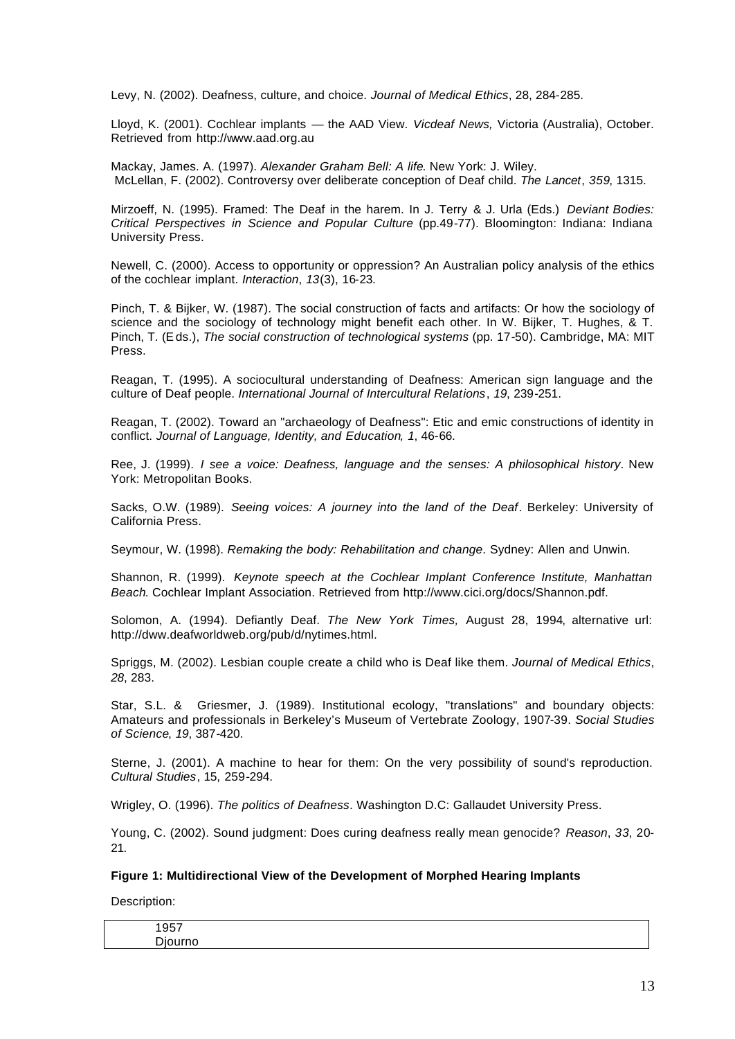Levy, N. (2002). Deafness, culture, and choice. *Journal of Medical Ethics*, 28, 284-285.

Lloyd, K. (2001). Cochlear implants — the AAD View. *Vicdeaf News,* Victoria (Australia), October. Retrieved from http://www.aad.org.au

Mackay, James. A. (1997). *Alexander Graham Bell: A life*. New York: J. Wiley.
McLellan, F. (2002). Controversy over deliberate conception of Deaf child. *The Lancet*, *359*, 1315.

Mirzoeff, N. (1995). Framed: The Deaf in the harem. In J. Terry & J. Urla (Eds.) *Deviant Bodies: Critical Perspectives in Science and Popular Culture* (pp.49-77). Bloomington: Indiana: Indiana University Press.

Newell, C. (2000). Access to opportunity or oppression? An Australian policy analysis of the ethics of the cochlear implant. *Interaction*, *13*(3), 16-23.

Pinch, T. & Bijker, W. (1987). The social construction of facts and artifacts: Or how the sociology of science and the sociology of technology might benefit each other. In W. Bijker, T. Hughes, & T. Pinch, T. (Eds.), *The social construction of technological systems* (pp. 17-50). Cambridge, MA: MIT Press.

Reagan, T. (1995). A sociocultural understanding of Deafness: American sign language and the culture of Deaf people. *International Journal of Intercultural Relations*, *19*, 239-251.

Reagan, T. (2002). Toward an "archaeology of Deafness": Etic and emic constructions of identity in conflict. *Journal of Language, Identity, and Education*, *1*, 46-66.

Ree, J. (1999). *I see a voice: Deafness, language and the senses: A philosophical history*. New York: Metropolitan Books.

Sacks, O.W. (1989). *Seeing voices: A journey into the land of the Deaf*. Berkeley: University of California Press.

Seymour, W. (1998). *Remaking the body: Rehabilitation and change*. Sydney: Allen and Unwin.

Shannon, R. (1999). *Keynote speech at the Cochlear Implant Conference Institute, Manhattan Beach*. Cochlear Implant Association. Retrieved from http://www.cici.org/docs/Shannon.pdf.

Solomon, A. (1994). Defiantly Deaf. *The New York Times,* August 28, 1994, alternative url: http://dww.deafworldweb.org/pub/d/nytimes.html.

Spriggs, M. (2002). Lesbian couple create a child who is Deaf like them. *Journal of Medical Ethics*, *28*, 283.

Star, S.L. & Griesmer, J. (1989). Institutional ecology, "translations" and boundary objects: Amateurs and professionals in Berkeley's Museum of Vertebrate Zoology, 1907-39. *Social Studies of Science*, *19*, 387-420.

Sterne, J. (2001). A machine to hear for them: On the very possibility of sound's reproduction. *Cultural Studies*, 15, 259-294.

Wrigley, O. (1996). *The politics of Deafness*. Washington D.C: Gallaudet University Press.

Young, C. (2002). Sound judgment: Does curing deafness really mean genocide? *Reason*, *33*, 20-21.

**Figure 1: Multidirectional View of the Development of Morphed Hearing Implants**

Description:

| 1957<br>Djourno |
|---|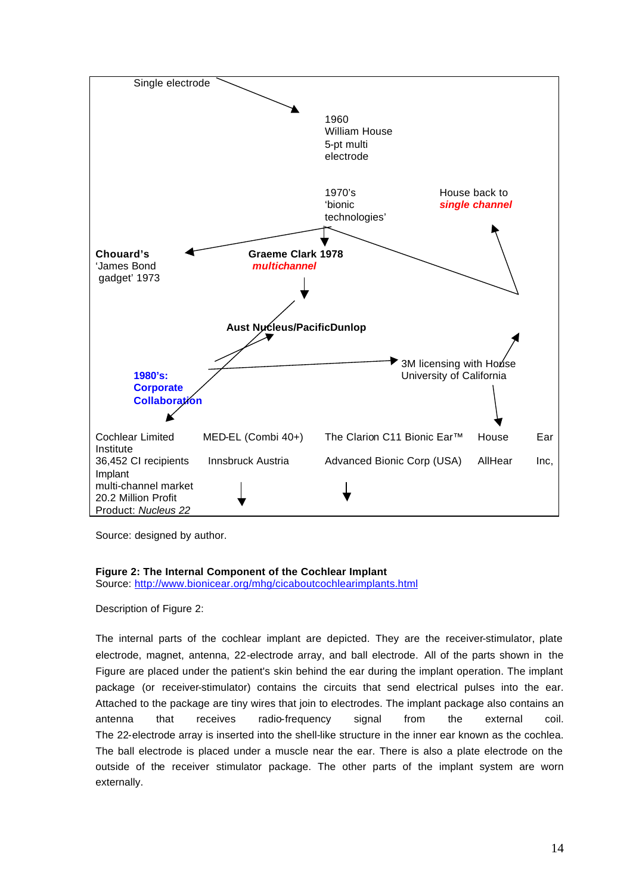Single electrode

1960
William House
5-pt multi
electrode

1970's
'bionic
technologies'

House back to
***single channel***

**Chouard's**
'James Bond
gadget' 1973

**Graeme Clark 1978**
***multichannel***

**Aust Nucleus/PacificDunlop**

**1980's:**
**Corporate**
**Collaboration**

3M licensing with House
University of California

| Cochlear Limited Institute | MED-EL (Combi 40+) | The Clarion C11 Bionic Ear™ | House Ear |
|---|---|---|---|
| 36,452 CI recipients Implant | Innsbruck Austria | Advanced Bionic Corp (USA) | AllHear Inc, |
| multi-channel market | | | |
| 20.2 Million Profit | | | |
| Product: *Nucleus 22* | | | |

Source: designed by author.

**Figure 2: The Internal Component of the Cochlear Implant**
Source: http://www.bionicear.org/mhg/cicaboutcochlearimplants.html

Description of Figure 2:

The internal parts of the cochlear implant are depicted. They are the receiver-stimulator, plate electrode, magnet, antenna, 22-electrode array, and ball electrode. All of the parts shown in the Figure are placed under the patient's skin behind the ear during the implant operation. The implant package (or receiver-stimulator) contains the circuits that send electrical pulses into the ear. Attached to the package are tiny wires that join to electrodes. The implant package also contains an antenna that receives radio-frequency signal from the external coil. The 22-electrode array is inserted into the shell-like structure in the inner ear known as the cochlea. The ball electrode is placed under a muscle near the ear. There is also a plate electrode on the outside of the receiver stimulator package. The other parts of the implant system are worn externally.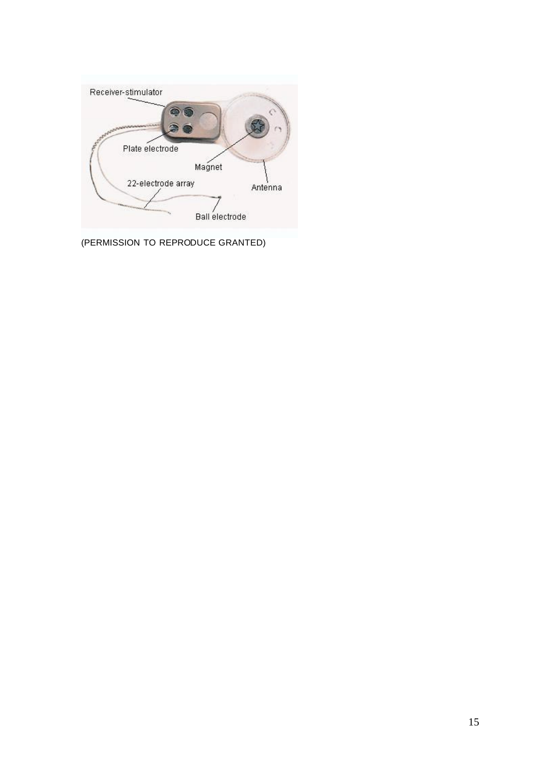(PERMISSION TO REPRODUCE GRANTED)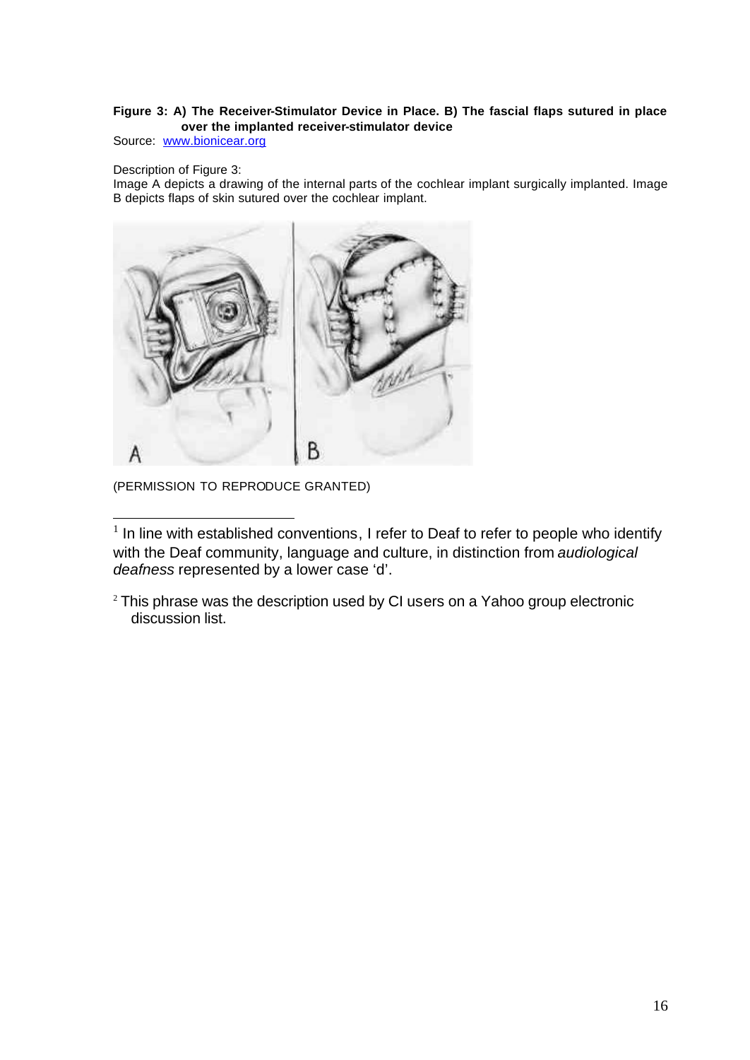**Figure 3: A) The Receiver-Stimulator Device in Place. B) The fascial flaps sutured in place over the implanted receiver-stimulator device**

Source: www.bionicear.org

Description of Figure 3:
Image A depicts a drawing of the internal parts of the cochlear implant surgically implanted. Image B depicts flaps of skin sutured over the cochlear implant.

A

B

(PERMISSION TO REPRODUCE GRANTED)

---

[1] In line with established conventions, I refer to Deaf to refer to people who identify with the Deaf community, language and culture, in distinction from *audiological deafness* represented by a lower case 'd'.

[2] This phrase was the description used by CI users on a Yahoo group electronic discussion list.